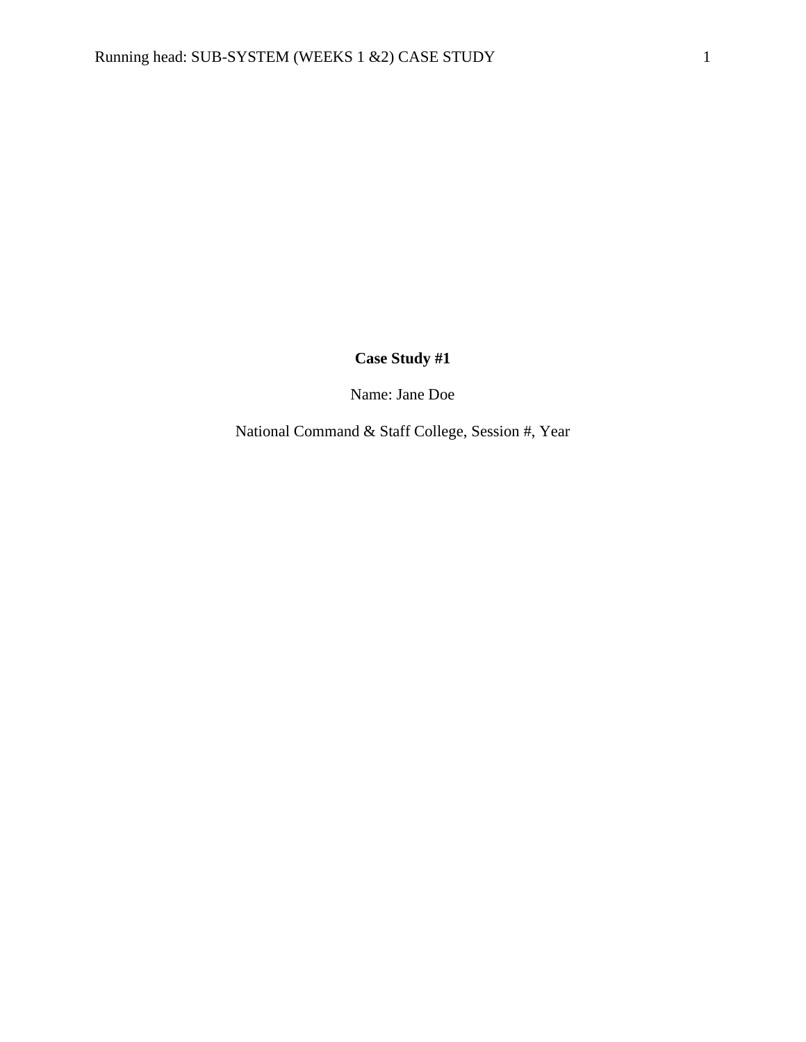**Case Study #1**

Name: Jane Doe

National Command & Staff College, Session #, Year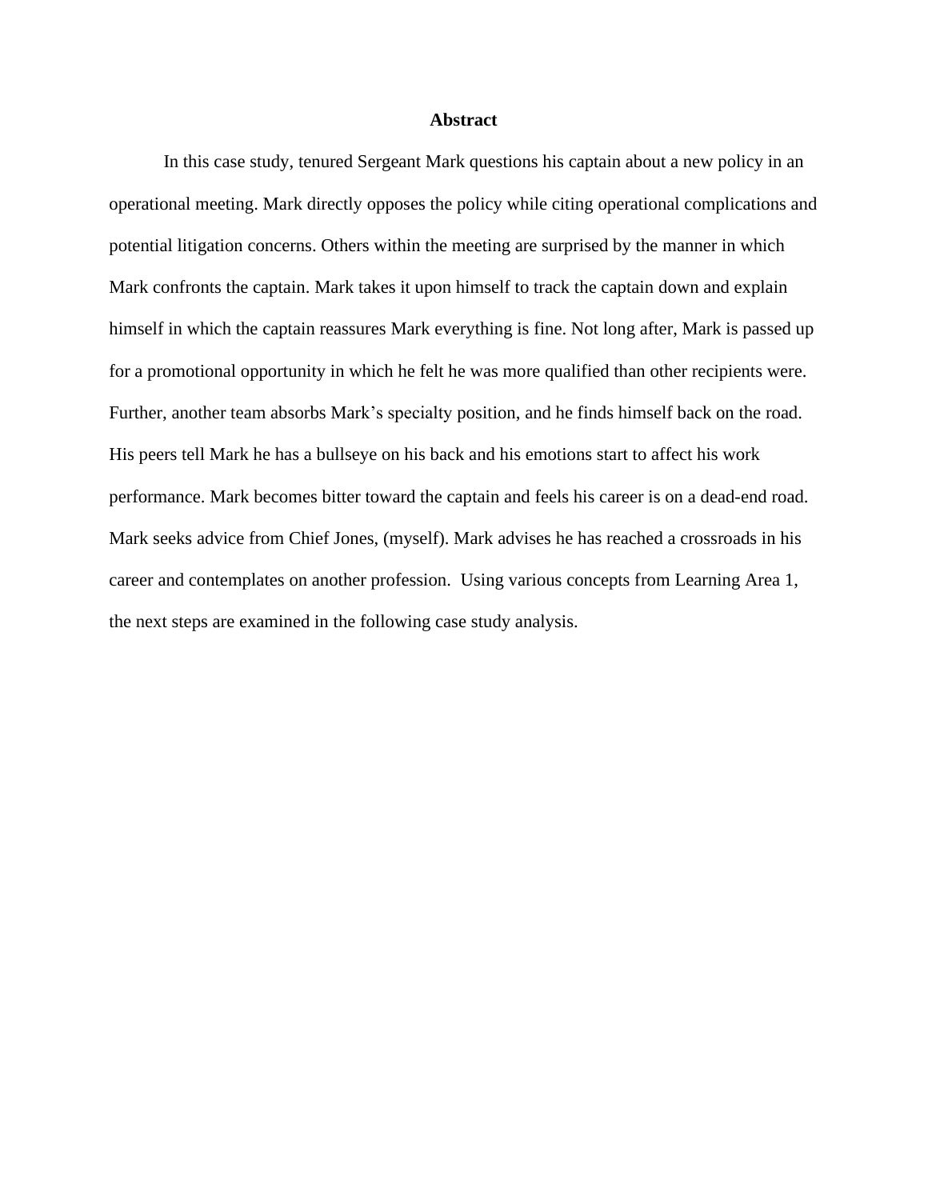# Abstract

In this case study, tenured Sergeant Mark questions his captain about a new policy in an operational meeting. Mark directly opposes the policy while citing operational complications and potential litigation concerns. Others within the meeting are surprised by the manner in which Mark confronts the captain. Mark takes it upon himself to track the captain down and explain himself in which the captain reassures Mark everything is fine. Not long after, Mark is passed up for a promotional opportunity in which he felt he was more qualified than other recipients were. Further, another team absorbs Mark's specialty position, and he finds himself back on the road. His peers tell Mark he has a bullseye on his back and his emotions start to affect his work performance. Mark becomes bitter toward the captain and feels his career is on a dead-end road. Mark seeks advice from Chief Jones, (myself). Mark advises he has reached a crossroads in his career and contemplates on another profession. Using various concepts from Learning Area 1, the next steps are examined in the following case study analysis.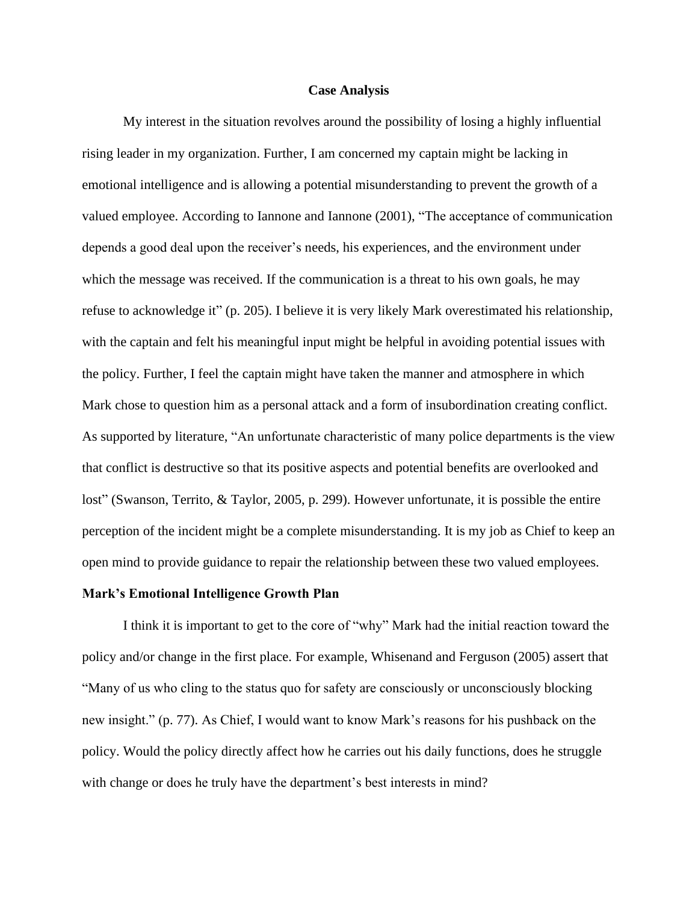**Case Analysis**

My interest in the situation revolves around the possibility of losing a highly influential rising leader in my organization. Further, I am concerned my captain might be lacking in emotional intelligence and is allowing a potential misunderstanding to prevent the growth of a valued employee. According to Iannone and Iannone (2001), "The acceptance of communication depends a good deal upon the receiver's needs, his experiences, and the environment under which the message was received. If the communication is a threat to his own goals, he may refuse to acknowledge it" (p. 205). I believe it is very likely Mark overestimated his relationship, with the captain and felt his meaningful input might be helpful in avoiding potential issues with the policy. Further, I feel the captain might have taken the manner and atmosphere in which Mark chose to question him as a personal attack and a form of insubordination creating conflict. As supported by literature, "An unfortunate characteristic of many police departments is the view that conflict is destructive so that its positive aspects and potential benefits are overlooked and lost" (Swanson, Territo, & Taylor, 2005, p. 299). However unfortunate, it is possible the entire perception of the incident might be a complete misunderstanding. It is my job as Chief to keep an open mind to provide guidance to repair the relationship between these two valued employees.

**Mark's Emotional Intelligence Growth Plan**

I think it is important to get to the core of "why" Mark had the initial reaction toward the policy and/or change in the first place. For example, Whisenand and Ferguson (2005) assert that "Many of us who cling to the status quo for safety are consciously or unconsciously blocking new insight." (p. 77). As Chief, I would want to know Mark's reasons for his pushback on the policy. Would the policy directly affect how he carries out his daily functions, does he struggle with change or does he truly have the department's best interests in mind?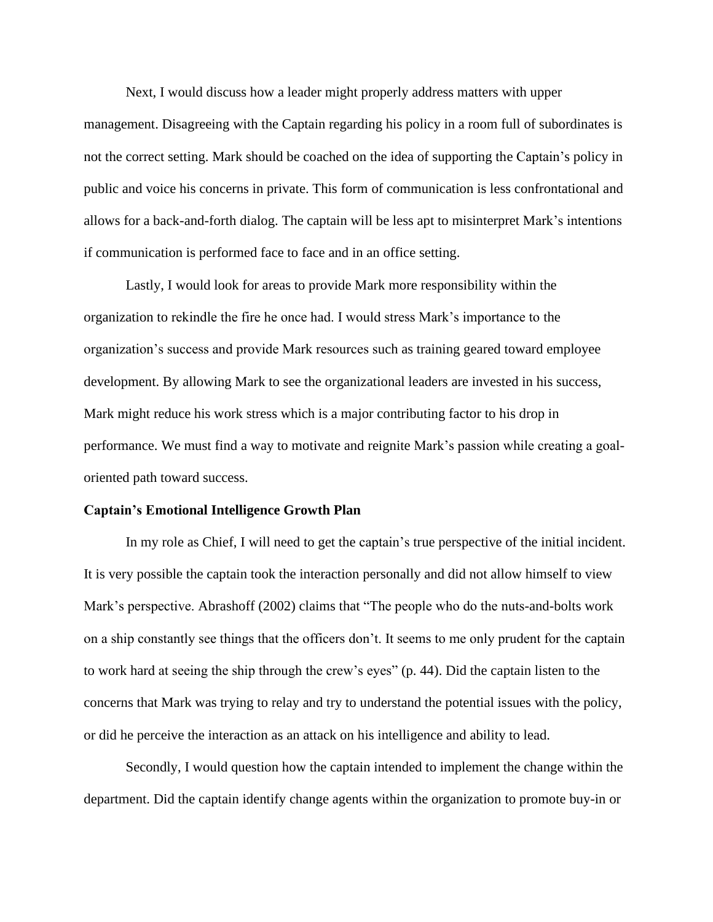Next, I would discuss how a leader might properly address matters with upper management. Disagreeing with the Captain regarding his policy in a room full of subordinates is not the correct setting. Mark should be coached on the idea of supporting the Captain's policy in public and voice his concerns in private. This form of communication is less confrontational and allows for a back-and-forth dialog. The captain will be less apt to misinterpret Mark's intentions if communication is performed face to face and in an office setting.

Lastly, I would look for areas to provide Mark more responsibility within the organization to rekindle the fire he once had. I would stress Mark's importance to the organization's success and provide Mark resources such as training geared toward employee development. By allowing Mark to see the organizational leaders are invested in his success, Mark might reduce his work stress which is a major contributing factor to his drop in performance. We must find a way to motivate and reignite Mark's passion while creating a goal-oriented path toward success.

**Captain's Emotional Intelligence Growth Plan**

In my role as Chief, I will need to get the captain's true perspective of the initial incident. It is very possible the captain took the interaction personally and did not allow himself to view Mark's perspective. Abrashoff (2002) claims that "The people who do the nuts-and-bolts work on a ship constantly see things that the officers don't. It seems to me only prudent for the captain to work hard at seeing the ship through the crew's eyes" (p. 44). Did the captain listen to the concerns that Mark was trying to relay and try to understand the potential issues with the policy, or did he perceive the interaction as an attack on his intelligence and ability to lead.

Secondly, I would question how the captain intended to implement the change within the department. Did the captain identify change agents within the organization to promote buy-in or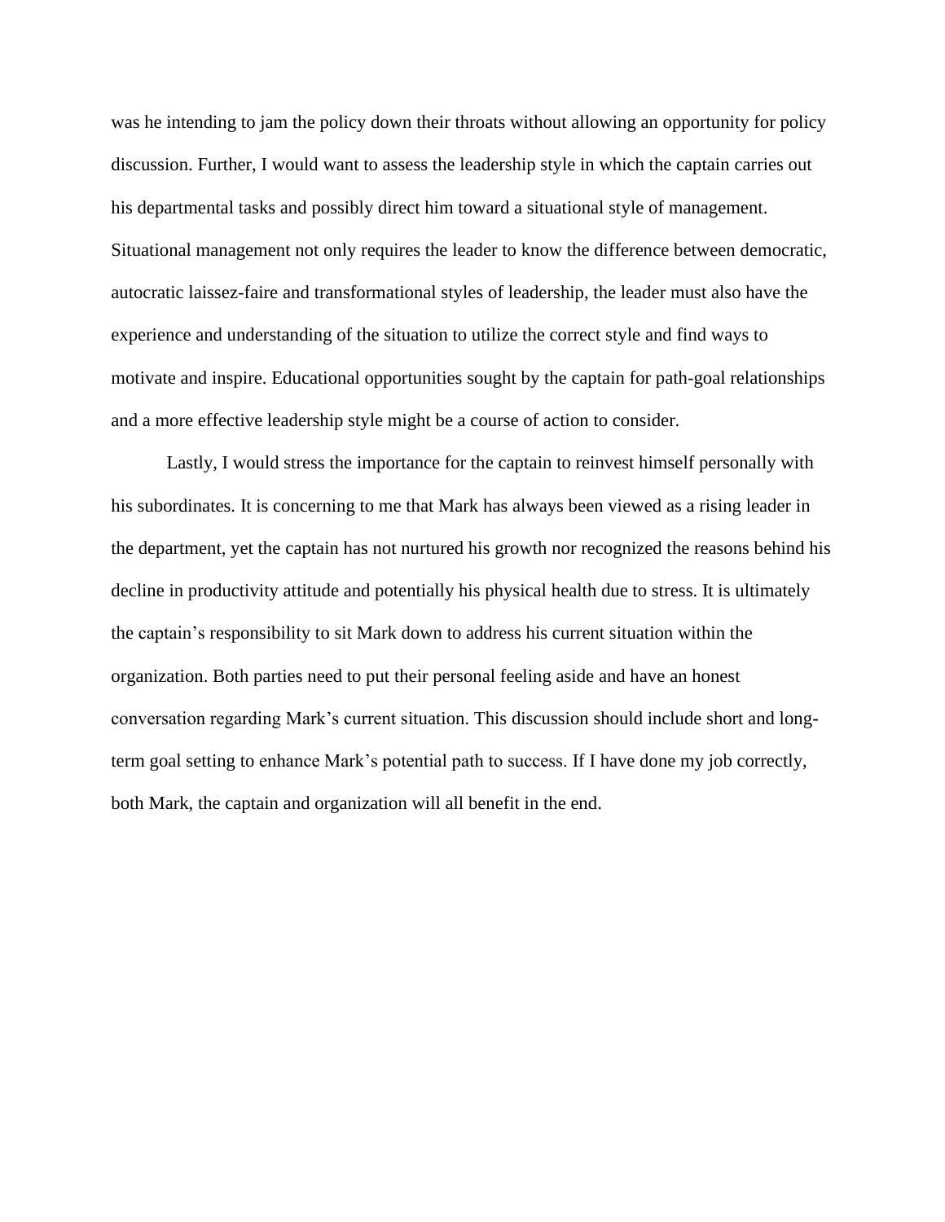was he intending to jam the policy down their throats without allowing an opportunity for policy discussion. Further, I would want to assess the leadership style in which the captain carries out his departmental tasks and possibly direct him toward a situational style of management. Situational management not only requires the leader to know the difference between democratic, autocratic laissez-faire and transformational styles of leadership, the leader must also have the experience and understanding of the situation to utilize the correct style and find ways to motivate and inspire. Educational opportunities sought by the captain for path-goal relationships and a more effective leadership style might be a course of action to consider.

Lastly, I would stress the importance for the captain to reinvest himself personally with his subordinates. It is concerning to me that Mark has always been viewed as a rising leader in the department, yet the captain has not nurtured his growth nor recognized the reasons behind his decline in productivity attitude and potentially his physical health due to stress. It is ultimately the captain's responsibility to sit Mark down to address his current situation within the organization. Both parties need to put their personal feeling aside and have an honest conversation regarding Mark's current situation. This discussion should include short and long-term goal setting to enhance Mark's potential path to success. If I have done my job correctly, both Mark, the captain and organization will all benefit in the end.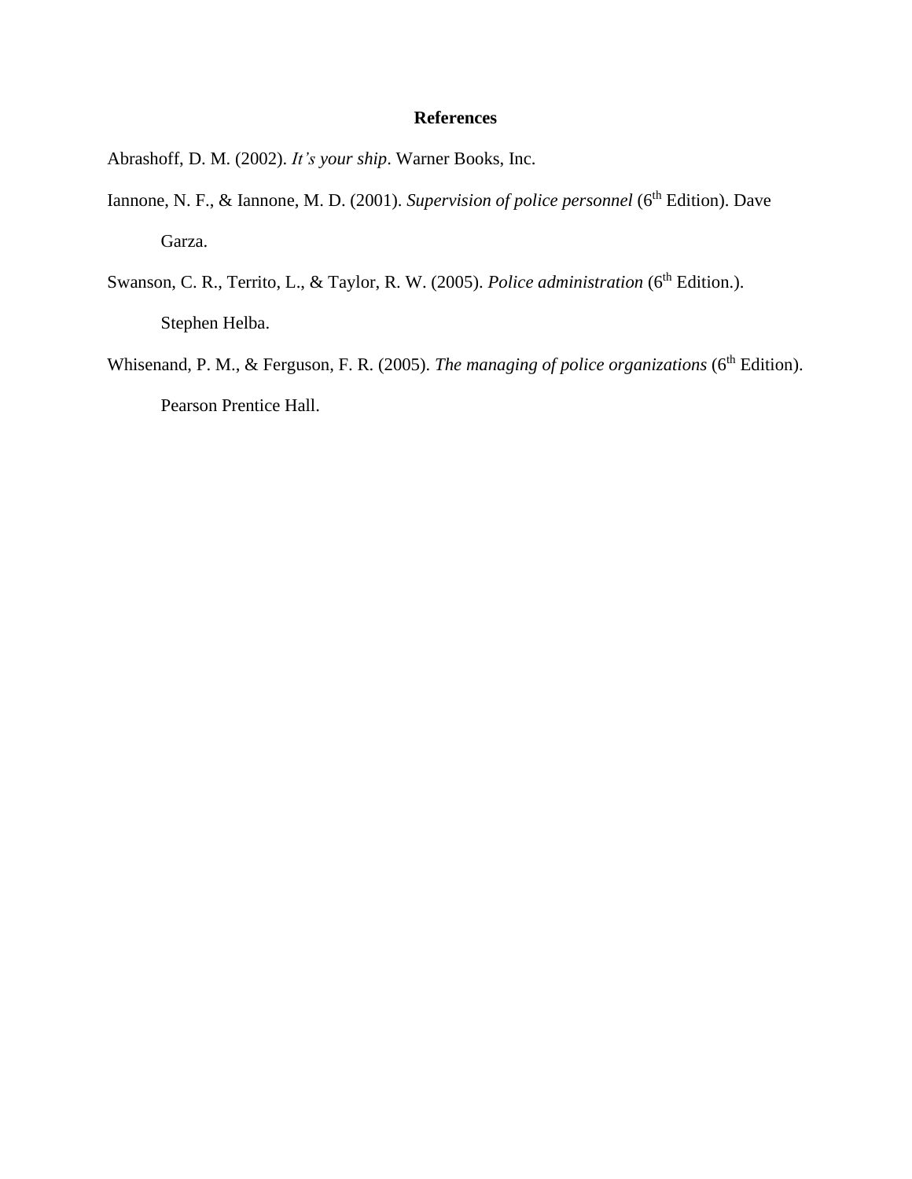# References

Abrashoff, D. M. (2002). *It's your ship*. Warner Books, Inc.

Iannone, N. F., & Iannone, M. D. (2001). *Supervision of police personnel* (6$^{th}$ Edition). Dave Garza.

Swanson, C. R., Territo, L., & Taylor, R. W. (2005). *Police administration* (6$^{th}$ Edition.). Stephen Helba.

Whisenand, P. M., & Ferguson, F. R. (2005). *The managing of police organizations* (6$^{th}$ Edition). Pearson Prentice Hall.